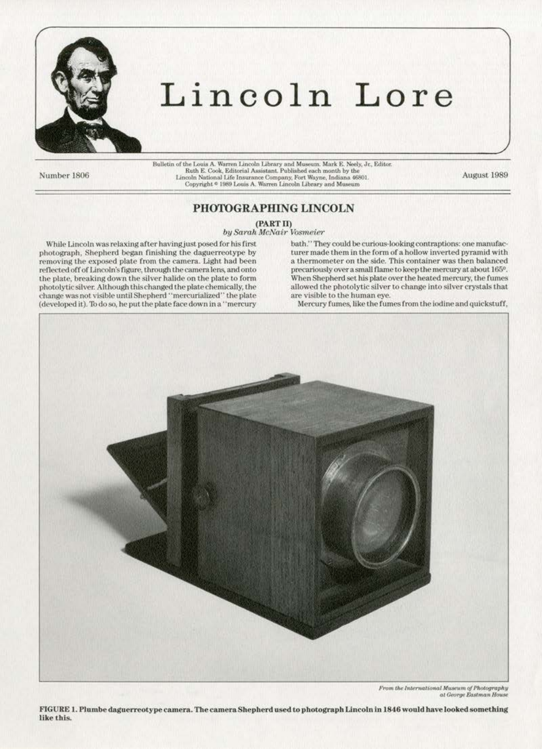# Lincoln Lore

Number 1806

Bulletin of the Louis A. Warren Lincoln Library and Museum. Mark E. Neely, Jr., Editor. Ruth E. Cook, Editorial Assistant. Published each month by the Lincoln National Life Insurance Company, Fort Wayne, Indiana 46801. Copyright © 1989 Louis A. Warren Lincoln Library and Museum

August 1989

## PHOTOGRAPHING LINCOLN

### (PART II)

*by Sarah McNair Vosmeier*

While Lincoln was relaxing after having just posed for his first photograph, Shepherd began finishing the daguerreotype by removing the exposed plate from the camera. Light had been reflected off of Lincoln's figure, through the camera lens, and onto the plate, breaking down the silver halide on the plate to form photolytic silver. Although this changed the plate chemically, the change was not visible until Shepherd "mercurialized" the plate (developed it). To do so, he put the plate face down in a "mercury bath." They could be curious-looking contraptions: one manufacturer made them in the form of a hollow inverted pyramid with a thermometer on the side. This container was then balanced precariously over a small flame to keep the mercury at about 165°. When Shepherd set his plate over the heated mercury, the fumes allowed the photolytic silver to change into silver crystals that are visible to the human eye.

Mercury fumes, like the fumes from the iodine and quickstuff,

*From the International Museum of Photography at George Eastman House*

**FIGURE 1. Plumbe daguerreotype camera. The camera Shepherd used to photograph Lincoln in 1846 would have looked something like this.**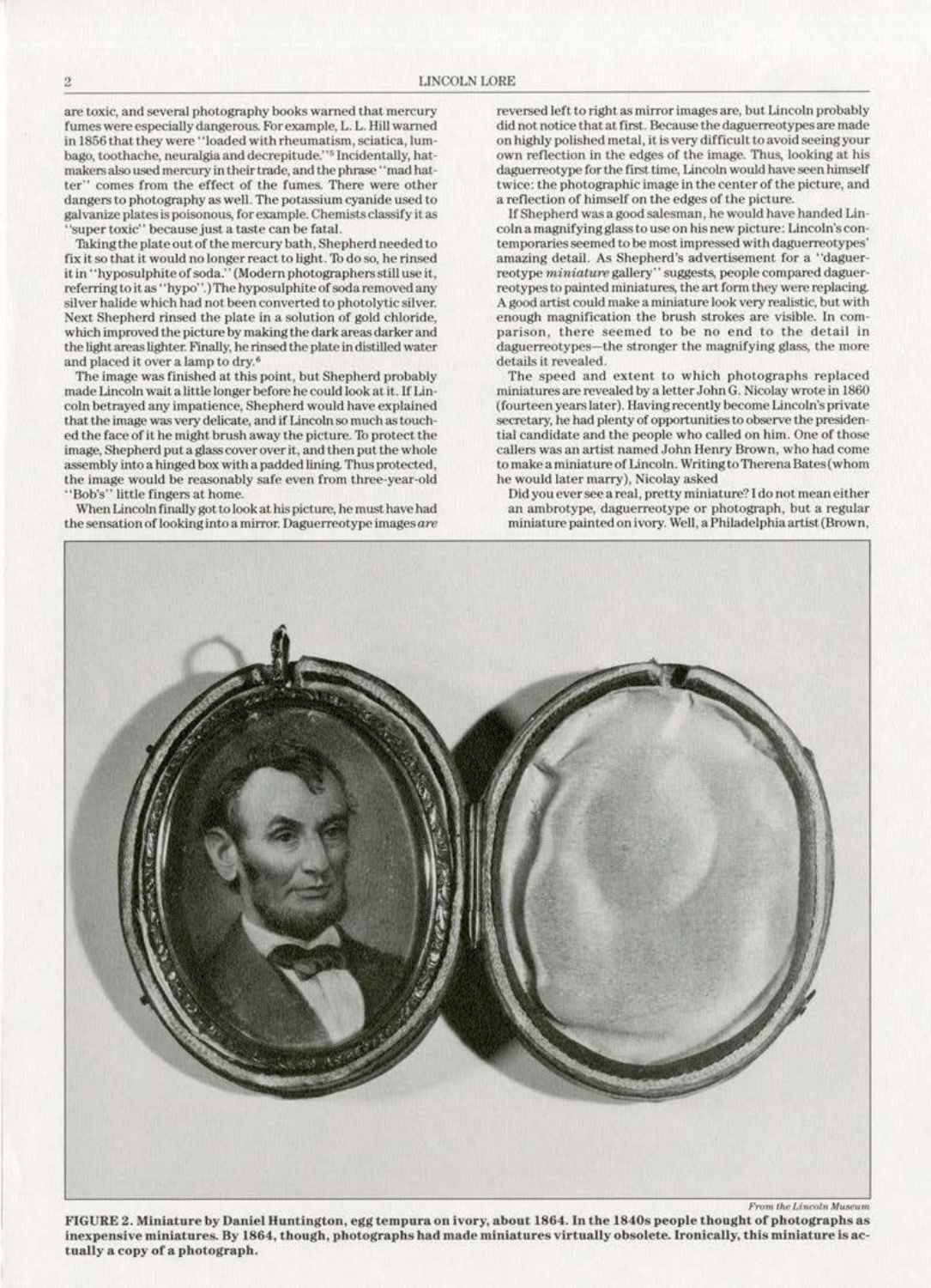are toxic, and several photography books warned that mercury fumes were especially dangerous. For example, L. L. Hill warned in 1856 that they were "loaded with rheumatism, sciatica, lumbago, toothache, neuralgia and decrepitude."[5] Incidentally, hatmakers also used mercury in their trade, and the phrase "mad hatter" comes from the effect of the fumes. There were other dangers to photography as well. The potassium cyanide used to galvanize plates is poisonous, for example. Chemists classify it as "super toxic" because just a taste can be fatal.

Taking the plate out of the mercury bath, Shepherd needed to fix it so that it would no longer react to light. To do so, he rinsed it in "hyposulphite of soda." (Modern photographers still use it, referring to it as "hypo".) The hyposulphite of soda removed any silver halide which had not been converted to photolytic silver. Next Shepherd rinsed the plate in a solution of gold chloride, which improved the picture by making the dark areas darker and the light areas lighter. Finally, he rinsed the plate in distilled water and placed it over a lamp to dry.[6]

The image was finished at this point, but Shepherd probably made Lincoln wait a little longer before he could look at it. If Lincoln betrayed any impatience, Shepherd would have explained that the image was very delicate, and if Lincoln so much as touched the face of it he might brush away the picture. To protect the image, Shepherd put a glass cover over it, and then put the whole assembly into a hinged box with a padded lining. Thus protected, the image would be reasonably safe even from three-year-old "Bob's" little fingers at home.

When Lincoln finally got to look at his picture, he must have had the sensation of looking into a mirror. Daguerreotype images *are* reversed left to right as mirror images are, but Lincoln probably did not notice that at first. Because the daguerreotypes are made on highly polished metal, it is very difficult to avoid seeing your own reflection in the edges of the image. Thus, looking at his daguerreotype for the first time, Lincoln would have seen himself twice: the photographic image in the center of the picture, and a reflection of himself on the edges of the picture.

If Shepherd was a good salesman, he would have handed Lincoln a magnifying glass to use on his new picture: Lincoln's contemporaries seemed to be most impressed with daguerreotypes' amazing detail. As Shepherd's advertisement for a "daguerreotype *miniature* gallery" suggests, people compared daguerreotypes to painted miniatures, the art form they were replacing. A good artist could make a miniature look very realistic, but with enough magnification the brush strokes are visible. In comparison, there seemed to be no end to the detail in daguerreotypes—the stronger the magnifying glass, the more details it revealed.

The speed and extent to which photographs replaced miniatures are revealed by a letter John G. Nicolay wrote in 1860 (fourteen years later). Having recently become Lincoln's private secretary, he had plenty of opportunities to observe the presidential candidate and the people who called on him. One of those callers was an artist named John Henry Brown, who had come to make a miniature of Lincoln. Writing to Therena Bates (whom he would later marry), Nicolay asked

Did you ever see a real, pretty miniature? I do not mean either an ambrotype, daguerreotype or photograph, but a regular miniature painted on ivory. Well, a Philadelphia artist (Brown,

*From the Lincoln Museum*

**FIGURE 2. Miniature by Daniel Huntington, egg tempura on ivory, about 1864. In the 1840s people thought of photographs as inexpensive miniatures. By 1864, though, photographs had made miniatures virtually obsolete. Ironically, this miniature is actually a copy of a photograph.**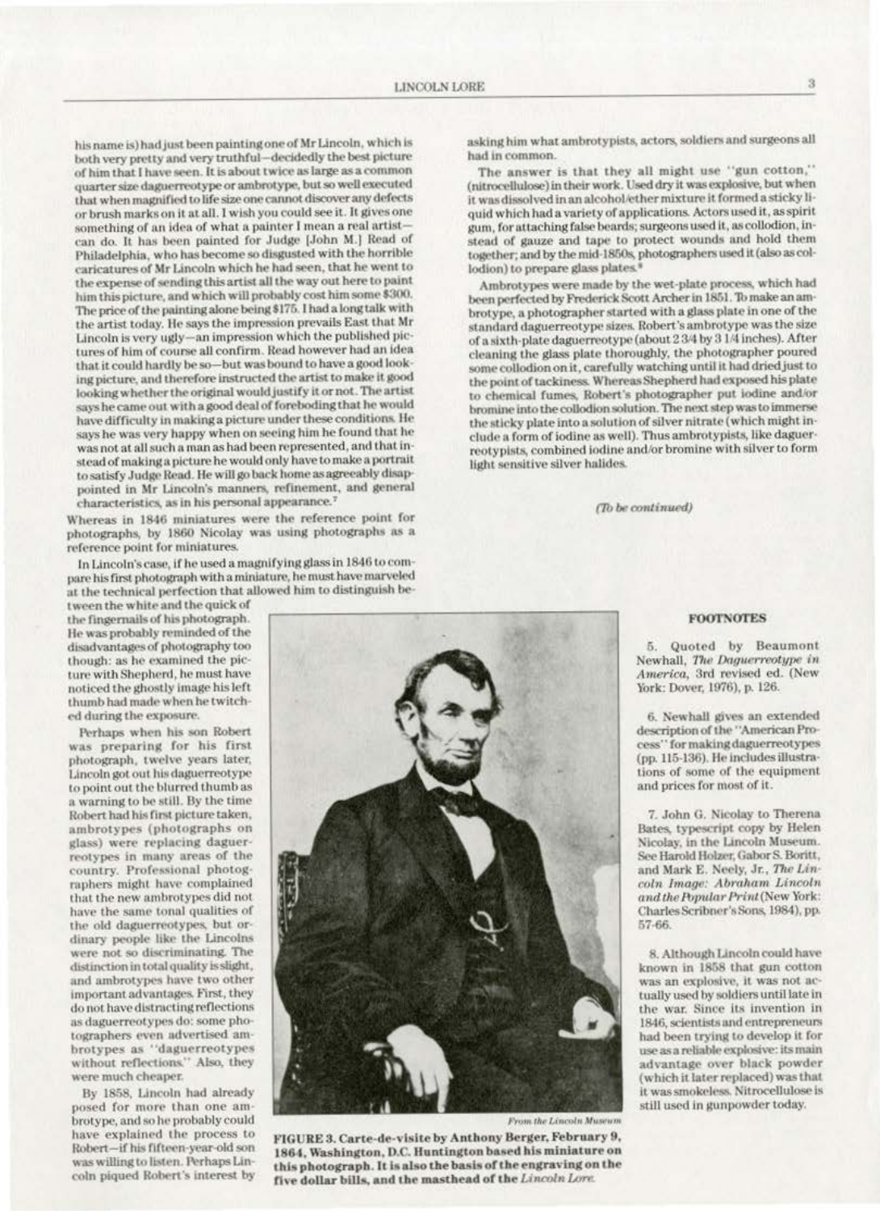his name is) had just been painting one of Mr Lincoln, which is both very pretty and very truthful—decidedly the best picture of him that I have seen. It is about twice as large as a common quarter size daguerreotype or ambrotype, but so well executed that when magnified to life size one cannot discover any defects or brush marks on it at all. I wish you could see it. It gives one something of an idea of what a painter I mean a real artist—can do. It has been painted for Judge [John M.] Read of Philadelphia, who has become so disgusted with the horrible caricatures of Mr Lincoln which he had seen, that he went to the expense of sending this artist all the way out here to paint him this picture, and which will probably cost him some $300. The price of the painting alone being $175. I had a long talk with the artist today. He says the impression prevails East that Mr Lincoln is very ugly—an impression which the published pictures of him of course all confirm. Read however had an idea that it could hardly be so—but was bound to have a good looking picture, and therefore instructed the artist to make it good looking whether the original would justify it or not. The artist says he came out with a good deal of foreboding that he would have difficulty in making a picture under these conditions. He says he was very happy when on seeing him he found that he was not at all such a man as had been represented, and that instead of making a picture he would only have to make a portrait to satisfy Judge Read. He will go back home as agreeably disappointed in Mr Lincoln's manners, refinement, and general characteristics, as in his personal appearance.[7]

Whereas in 1846 miniatures were the reference point for photographs, by 1860 Nicolay was using photographs as a reference point for miniatures.

In Lincoln's case, if he used a magnifying glass in 1846 to compare his first photograph with a miniature, he must have marveled at the technical perfection that allowed him to distinguish between the white and the quick of the fingernails of his photograph. He was probably reminded of the disadvantages of photography too though: as he examined the picture with Shepherd, he must have noticed the ghostly image his left thumb had made when he twitched during the exposure.

Perhaps when his son Robert was preparing for his first photograph, twelve years later, Lincoln got out his daguerreotype to point out the blurred thumb as a warning to be still. By the time Robert had his first picture taken, ambrotypes (photographs on glass) were replacing daguerreotypes in many areas of the country. Professional photographers might have complained that the new ambrotypes did not have the same tonal qualities of the old daguerreotypes, but ordinary people like the Lincolns were not so discriminating. The distinction in total quality is slight, and ambrotypes have two other important advantages. First, they do not have distracting reflections as daguerreotypes do: some photographers even advertised ambrotypes as "daguerreotypes without reflections." Also, they were much cheaper.

By 1858, Lincoln had already posed for more than one ambrotype, and so he probably could have explained the process to Robert—if his fifteen-year-old son was willing to listen. Perhaps Lincoln piqued Robert's interest by asking him what ambrotypists, actors, soldiers and surgeons all had in common.

The answer is that they all might use "gun cotton," (nitrocellulose) in their work. Used dry it was explosive, but when it was dissolved in an alcohol/ether mixture it formed a sticky liquid which had a variety of applications. Actors used it, as spirit gum, for attaching false beards; surgeons used it, as collodion, instead of gauze and tape to protect wounds and hold them together; and by the mid-1850s, photographers used it (also as collodion) to prepare glass plates.[8]

Ambrotypes were made by the wet-plate process, which had been perfected by Frederick Scott Archer in 1851. To make an ambrotype, a photographer started with a glass plate in one of the standard daguerreotype sizes. Robert's ambrotype was the size of a sixth-plate daguerreotype (about 2 3/4 by 3 1/4 inches). After cleaning the glass plate thoroughly, the photographer poured some collodion on it, carefully watching until it had dried just to the point of tackiness. Whereas Shepherd had exposed his plate to chemical fumes, Robert's photographer put iodine and/or bromine into the collodion solution. The next step was to immerse the sticky plate into a solution of silver nitrate (which might include a form of iodine as well). Thus ambrotypists, like daguerreotypists, combined iodine and/or bromine with silver to form light sensitive silver halides.

*(To be continued)*

*From the Lincoln Museum*

**FIGURE 3. Carte-de-visite by Anthony Berger, February 9, 1864, Washington, D.C. Huntington based his miniature on this photograph. It is also the basis of the engraving on the five dollar bills, and the masthead of the *Lincoln Lore*.**

### FOOTNOTES

5. Quoted by Beaumont Newhall, *The Daguerreotype in America*, 3rd revised ed. (New York: Dover, 1976), p. 126.

6. Newhall gives an extended description of the "American Process" for making daguerreotypes (pp. 115-136). He includes illustrations of some of the equipment and prices for most of it.

7. John G. Nicolay to Therena Bates, typescript copy by Helen Nicolay, in the Lincoln Museum. See Harold Holzer, Gabor S. Boritt, and Mark E. Neely, Jr., *The Lincoln Image: Abraham Lincoln and the Popular Print* (New York: Charles Scribner's Sons, 1984), pp. 57-66.

8. Although Lincoln could have known in 1858 that gun cotton was an explosive, it was not actually used by soldiers until late in the war. Since its invention in 1846, scientists and entrepreneurs had been trying to develop it for use as a reliable explosive: its main advantage over black powder (which it later replaced) was that it was smokeless. Nitrocellulose is still used in gunpowder today.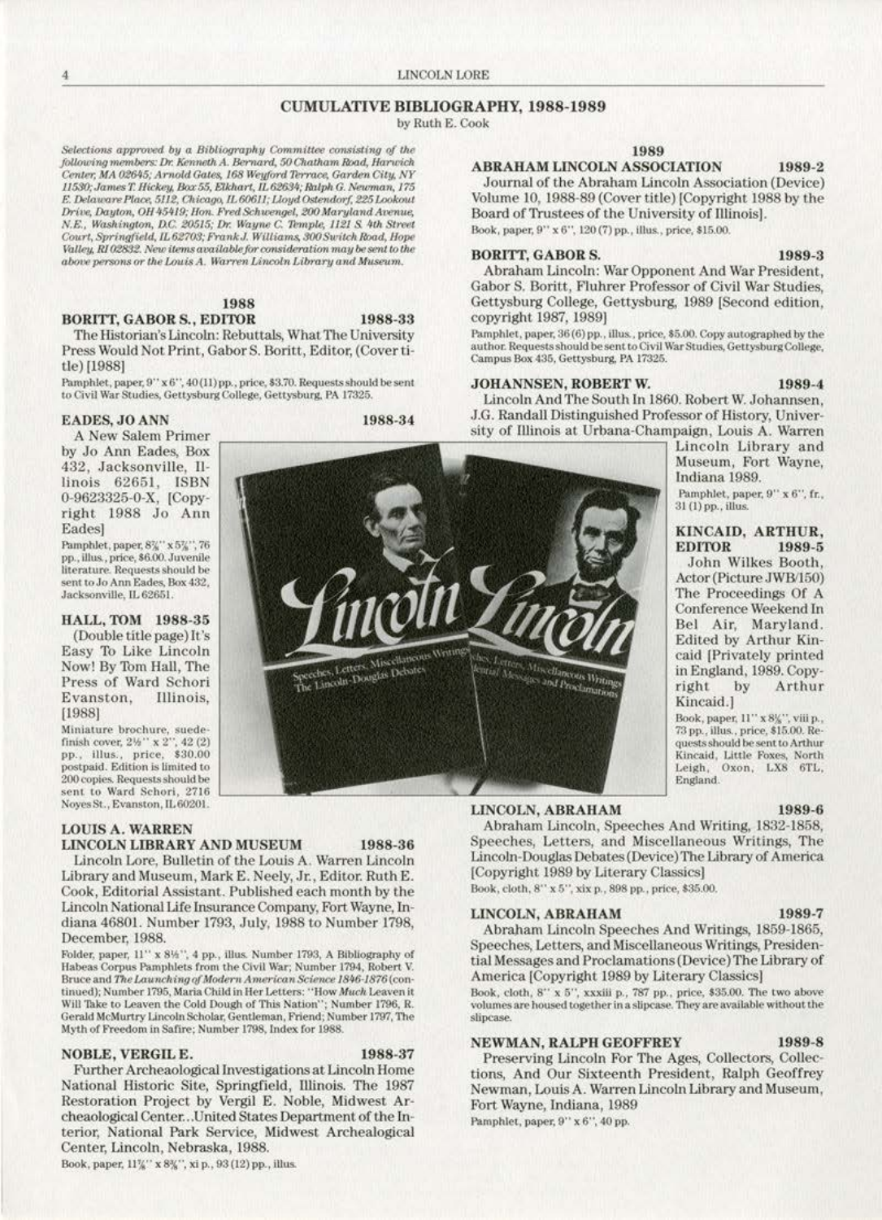## CUMULATIVE BIBLIOGRAPHY, 1988-1989

by Ruth E. Cook

*Selections approved by a Bibliography Committee consisting of the following members: Dr. Kenneth A. Bernard, 50 Chatham Road, Harwich Center, MA 02645; Arnold Gates, 168 Weyford Terrace, Garden City, NY 11530; James T. Hickey, Box 55, Elkhart, IL 62634; Ralph G. Newman, 175 E. Delaware Place, 5112, Chicago, IL 60611; Lloyd Ostendorf, 225 Lookout Drive, Dayton, OH 45419; Hon. Fred Schwengel, 200 Maryland Avenue, N.E., Washington, D.C. 20515; Dr. Wayne C. Temple, 1121 S. 4th Street Court, Springfield, IL 62703; Frank J. Williams, 300 Switch Road, Hope Valley, RI 02832. New items available for consideration may be sent to the above persons or the Louis A. Warren Lincoln Library and Museum.*

### 1988

**BORITT, GABOR S., EDITOR** 1988-33

The Historian's Lincoln: Rebuttals, What The University Press Would Not Print, Gabor S. Boritt, Editor, (Cover title) [1988]

Pamphlet, paper, 9" x 6", 40 (11) pp., price, $3.70. Requests should be sent to Civil War Studies, Gettysburg College, Gettysburg, PA 17325.

**EADES, JO ANN** 1988-34

A New Salem Primer by Jo Ann Eades, Box 432, Jacksonville, Illinois 62651, ISBN 0-9623325-0-X, [Copyright 1988 Jo Ann Eades]

Pamphlet, paper, 8⅞" x 5⅞", 76 pp., illus., price, $6.00. Juvenile literature. Requests should be sent to Jo Ann Eades, Box 432, Jacksonville, IL 62651.

**HALL, TOM** 1988-35

(Double title page) It's Easy To Like Lincoln Now! By Tom Hall, The Press of Ward Schori Evanston, Illinois, [1988]

Miniature brochure, suede-finish cover, 2½" x 2", 42 (2) pp., illus., price, $30.00 postpaid. Edition is limited to 200 copies. Requests should be sent to Ward Schori, 2716 Noyes St., Evanston, IL 60201.

**LOUIS A. WARREN LINCOLN LIBRARY AND MUSEUM** 1988-36

Lincoln Lore, Bulletin of the Louis A. Warren Lincoln Library and Museum, Mark E. Neely, Jr., Editor. Ruth E. Cook, Editorial Assistant. Published each month by the Lincoln National Life Insurance Company, Fort Wayne, Indiana 46801. Number 1793, July, 1988 to Number 1798, December, 1988.

Folder, paper, 11" x 8½", 4 pp., illus. Number 1793, A Bibliography of Habeas Corpus Pamphlets from the Civil War; Number 1794, Robert V. Bruce and *The Launching of Modern American Science 1846-1876* (continued); Number 1795, Maria Child in Her Letters: "How *Much* Leaven it Will Take to Leaven the Cold Dough of This Nation"; Number 1796, R. Gerald McMurtry Lincoln Scholar, Gentleman, Friend; Number 1797, The Myth of Freedom in Safire; Number 1798, Index for 1988.

**NOBLE, VERGIL E.** 1988-37

Further Archeaological Investigations at Lincoln Home National Historic Site, Springfield, Illinois. The 1987 Restoration Project by Vergil E. Noble, Midwest Archeaological Center...United States Department of the Interior, National Park Service, Midwest Archealogical Center, Lincoln, Nebraska, 1988.

Book, paper, 11⅞" x 8⅜", xi p., 93 (12) pp., illus.

### 1989

**ABRAHAM LINCOLN ASSOCIATION** 1989-2

Journal of the Abraham Lincoln Association (Device) Volume 10, 1988-89 (Cover title) [Copyright 1988 by the Board of Trustees of the University of Illinois].

Book, paper, 9" x 6", 120 (7) pp., illus., price, $15.00.

**BORITT, GABOR S.** 1989-3

Abraham Lincoln: War Opponent And War President, Gabor S. Boritt, Fluhrer Professor of Civil War Studies, Gettysburg College, Gettysburg, 1989 [Second edition, copyright 1987, 1989]

Pamphlet, paper, 36 (6) pp., illus., price, $5.00. Copy autographed by the author. Requests should be sent to Civil War Studies, Gettysburg College, Campus Box 435, Gettysburg, PA 17325.

**JOHANNSEN, ROBERT W.** 1989-4

Lincoln And The South In 1860. Robert W. Johannsen, J.G. Randall Distinguished Professor of History, University of Illinois at Urbana-Champaign, Louis A. Warren Lincoln Library and Museum, Fort Wayne, Indiana 1989.

Pamphlet, paper, 9" x 6", fr., 31 (1) pp., illus.

**KINCAID, ARTHUR, EDITOR** 1989-5

John Wilkes Booth, Actor (Picture JWB/150) The Proceedings Of A Conference Weekend In Bel Air, Maryland. Edited by Arthur Kincaid [Privately printed in England, 1989. Copyright by Arthur Kincaid.]

Book, paper, 11" x 8⅜", viii p., 73 pp., illus., price, $15.00. Requests should be sent to Arthur Kincaid, Little Foxes, North Leigh, Oxon, LX8 6TL, England.

**LINCOLN, ABRAHAM** 1989-6

Abraham Lincoln, Speeches And Writing, 1832-1858, Speeches, Letters, and Miscellaneous Writings, The Lincoln-Douglas Debates (Device) The Library of America [Copyright 1989 by Literary Classics]

Book, cloth, 8" x 5", xix p., 898 pp., price, $35.00.

**LINCOLN, ABRAHAM** 1989-7

Abraham Lincoln Speeches And Writings, 1859-1865, Speeches, Letters, and Miscellaneous Writings, Presidential Messages and Proclamations (Device) The Library of America [Copyright 1989 by Literary Classics]

Book, cloth, 8" x 5", xxxiii p., 787 pp., price, $35.00. The two above volumes are housed together in a slipcase. They are available without the slipcase.

**NEWMAN, RALPH GEOFFREY** 1989-8

Preserving Lincoln For The Ages, Collectors, Collections, And Our Sixteenth President, Ralph Geoffrey Newman, Louis A. Warren Lincoln Library and Museum, Fort Wayne, Indiana, 1989

Pamphlet, paper, 9" x 6", 40 pp.